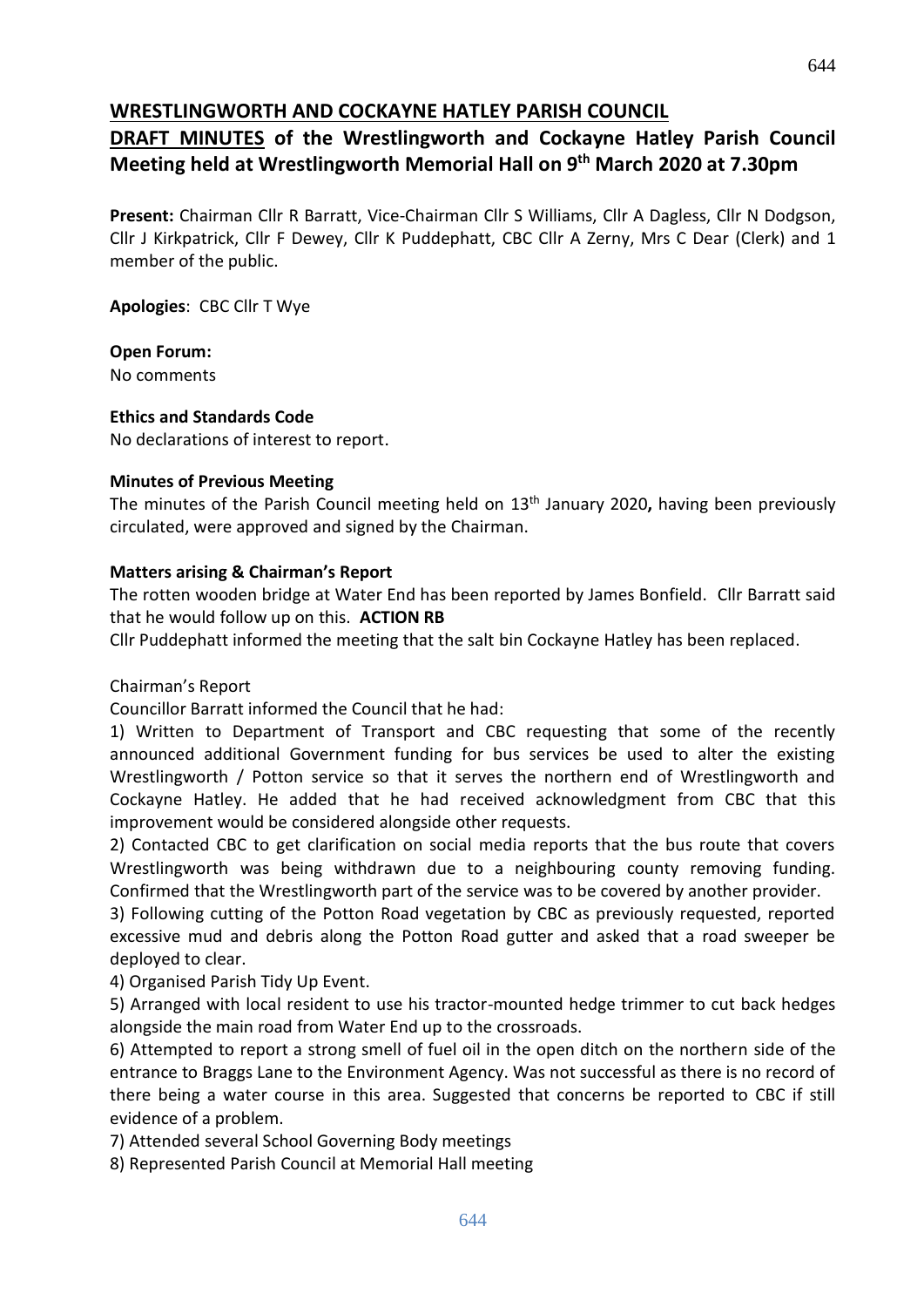# WRESTLINGWORTH AND COCKAYNE HATLEY PARISH COUNCIL

## DRAFT MINUTES of the Wrestlingworth and Cockayne Hatley Parish Council Meeting held at Wrestlingworth Memorial Hall on 9th March 2020 at 7.30pm

**Present:** Chairman Cllr R Barratt, Vice-Chairman Cllr S Williams, Cllr A Dagless, Cllr N Dodgson, Cllr J Kirkpatrick, Cllr F Dewey, Cllr K Puddephatt, CBC Cllr A Zerny, Mrs C Dear (Clerk) and 1 member of the public.

**Apologies**: CBC Cllr T Wye

**Open Forum:**
No comments

**Ethics and Standards Code**
No declarations of interest to report.

**Minutes of Previous Meeting**
The minutes of the Parish Council meeting held on 13th January 2020**,** having been previously circulated, were approved and signed by the Chairman.

**Matters arising & Chairman's Report**
The rotten wooden bridge at Water End has been reported by James Bonfield. Cllr Barratt said that he would follow up on this. **ACTION RB**
Cllr Puddephatt informed the meeting that the salt bin Cockayne Hatley has been replaced.

Chairman's Report
Councillor Barratt informed the Council that he had:

1) Written to Department of Transport and CBC requesting that some of the recently announced additional Government funding for bus services be used to alter the existing Wrestlingworth / Potton service so that it serves the northern end of Wrestlingworth and Cockayne Hatley. He added that he had received acknowledgment from CBC that this improvement would be considered alongside other requests.
2) Contacted CBC to get clarification on social media reports that the bus route that covers Wrestlingworth was being withdrawn due to a neighbouring county removing funding. Confirmed that the Wrestlingworth part of the service was to be covered by another provider.
3) Following cutting of the Potton Road vegetation by CBC as previously requested, reported excessive mud and debris along the Potton Road gutter and asked that a road sweeper be deployed to clear.
4) Organised Parish Tidy Up Event.
5) Arranged with local resident to use his tractor-mounted hedge trimmer to cut back hedges alongside the main road from Water End up to the crossroads.
6) Attempted to report a strong smell of fuel oil in the open ditch on the northern side of the entrance to Braggs Lane to the Environment Agency. Was not successful as there is no record of there being a water course in this area. Suggested that concerns be reported to CBC if still evidence of a problem.
7) Attended several School Governing Body meetings
8) Represented Parish Council at Memorial Hall meeting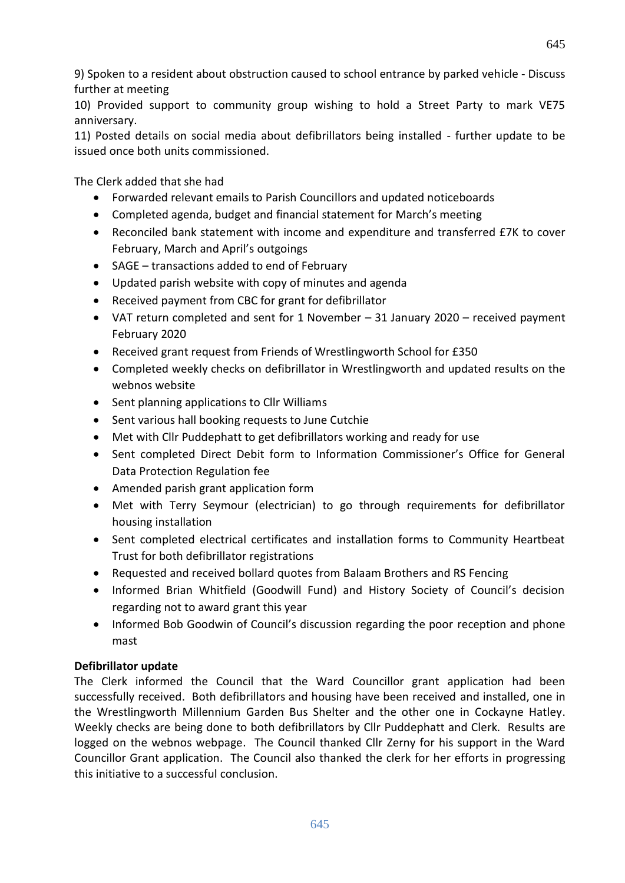9) Spoken to a resident about obstruction caused to school entrance by parked vehicle - Discuss further at meeting

10) Provided support to community group wishing to hold a Street Party to mark VE75 anniversary.

11) Posted details on social media about defibrillators being installed - further update to be issued once both units commissioned.

The Clerk added that she had

- Forwarded relevant emails to Parish Councillors and updated noticeboards
- Completed agenda, budget and financial statement for March's meeting
- Reconciled bank statement with income and expenditure and transferred £7K to cover February, March and April's outgoings
- SAGE – transactions added to end of February
- Updated parish website with copy of minutes and agenda
- Received payment from CBC for grant for defibrillator
- VAT return completed and sent for 1 November – 31 January 2020 – received payment February 2020
- Received grant request from Friends of Wrestlingworth School for £350
- Completed weekly checks on defibrillator in Wrestlingworth and updated results on the webnos website
- Sent planning applications to Cllr Williams
- Sent various hall booking requests to June Cutchie
- Met with Cllr Puddephatt to get defibrillators working and ready for use
- Sent completed Direct Debit form to Information Commissioner's Office for General Data Protection Regulation fee
- Amended parish grant application form
- Met with Terry Seymour (electrician) to go through requirements for defibrillator housing installation
- Sent completed electrical certificates and installation forms to Community Heartbeat Trust for both defibrillator registrations
- Requested and received bollard quotes from Balaam Brothers and RS Fencing
- Informed Brian Whitfield (Goodwill Fund) and History Society of Council's decision regarding not to award grant this year
- Informed Bob Goodwin of Council's discussion regarding the poor reception and phone mast

**Defibrillator update**

The Clerk informed the Council that the Ward Councillor grant application had been successfully received. Both defibrillators and housing have been received and installed, one in the Wrestlingworth Millennium Garden Bus Shelter and the other one in Cockayne Hatley. Weekly checks are being done to both defibrillators by Cllr Puddephatt and Clerk. Results are logged on the webnos webpage. The Council thanked Cllr Zerny for his support in the Ward Councillor Grant application. The Council also thanked the clerk for her efforts in progressing this initiative to a successful conclusion.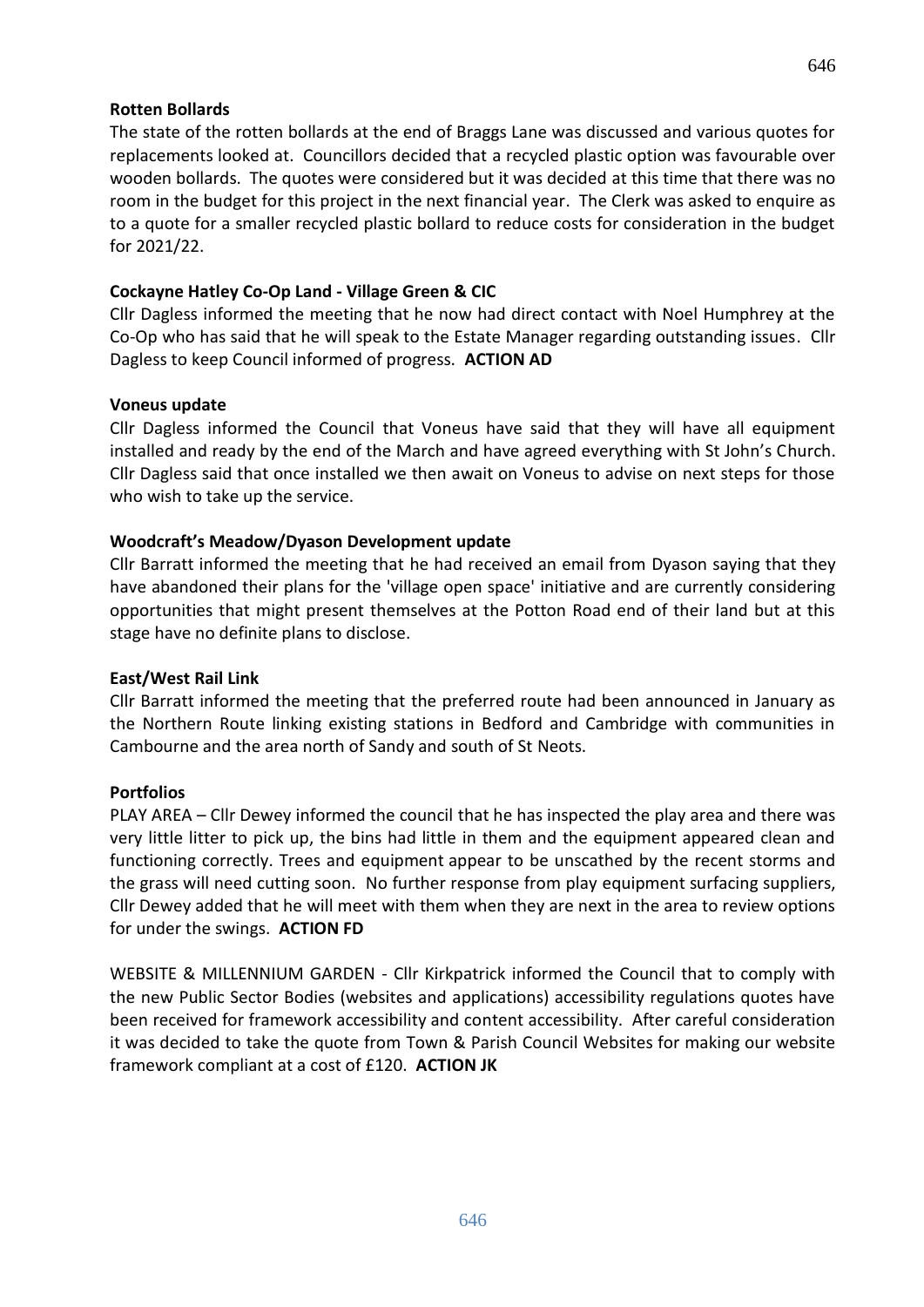**Rotten Bollards**

The state of the rotten bollards at the end of Braggs Lane was discussed and various quotes for replacements looked at. Councillors decided that a recycled plastic option was favourable over wooden bollards. The quotes were considered but it was decided at this time that there was no room in the budget for this project in the next financial year. The Clerk was asked to enquire as to a quote for a smaller recycled plastic bollard to reduce costs for consideration in the budget for 2021/22.

**Cockayne Hatley Co-Op Land - Village Green & CIC**

Cllr Dagless informed the meeting that he now had direct contact with Noel Humphrey at the Co-Op who has said that he will speak to the Estate Manager regarding outstanding issues. Cllr Dagless to keep Council informed of progress. **ACTION AD**

**Voneus update**

Cllr Dagless informed the Council that Voneus have said that they will have all equipment installed and ready by the end of the March and have agreed everything with St John's Church. Cllr Dagless said that once installed we then await on Voneus to advise on next steps for those who wish to take up the service.

**Woodcraft's Meadow/Dyason Development update**

Cllr Barratt informed the meeting that he had received an email from Dyason saying that they have abandoned their plans for the 'village open space' initiative and are currently considering opportunities that might present themselves at the Potton Road end of their land but at this stage have no definite plans to disclose.

**East/West Rail Link**

Cllr Barratt informed the meeting that the preferred route had been announced in January as the Northern Route linking existing stations in Bedford and Cambridge with communities in Cambourne and the area north of Sandy and south of St Neots.

**Portfolios**

PLAY AREA – Cllr Dewey informed the council that he has inspected the play area and there was very little litter to pick up, the bins had little in them and the equipment appeared clean and functioning correctly. Trees and equipment appear to be unscathed by the recent storms and the grass will need cutting soon. No further response from play equipment surfacing suppliers, Cllr Dewey added that he will meet with them when they are next in the area to review options for under the swings. **ACTION FD**

WEBSITE & MILLENNIUM GARDEN - Cllr Kirkpatrick informed the Council that to comply with the new Public Sector Bodies (websites and applications) accessibility regulations quotes have been received for framework accessibility and content accessibility. After careful consideration it was decided to take the quote from Town & Parish Council Websites for making our website framework compliant at a cost of £120. **ACTION JK**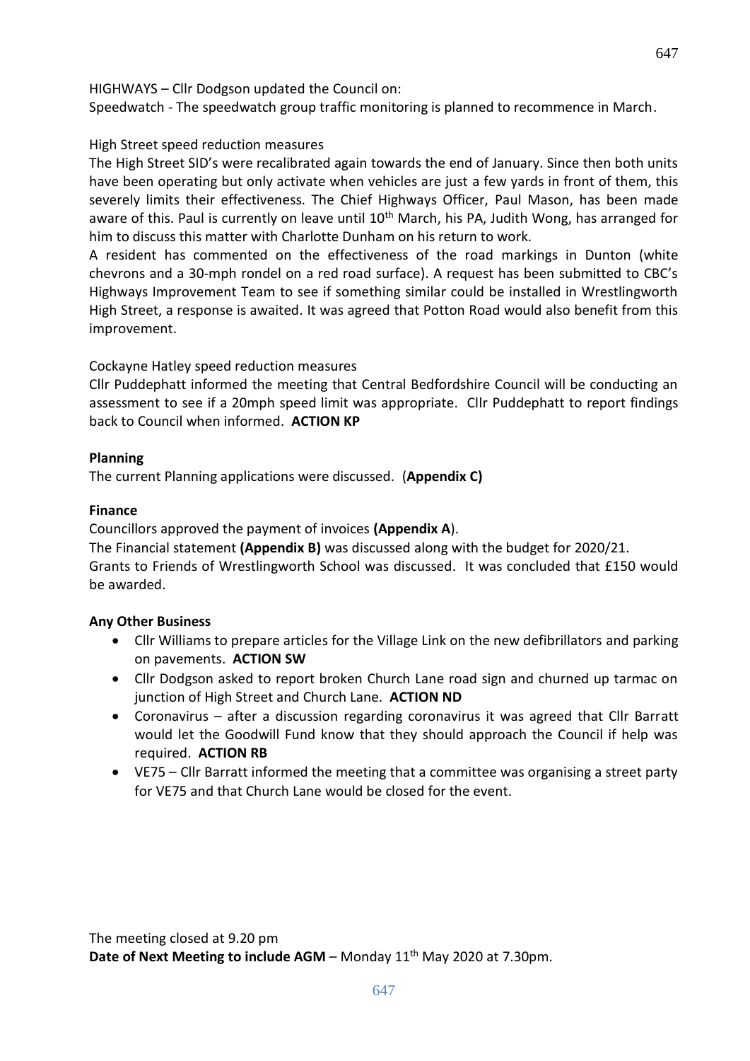HIGHWAYS – Cllr Dodgson updated the Council on:
Speedwatch - The speedwatch group traffic monitoring is planned to recommence in March.

High Street speed reduction measures
The High Street SID's were recalibrated again towards the end of January. Since then both units have been operating but only activate when vehicles are just a few yards in front of them, this severely limits their effectiveness. The Chief Highways Officer, Paul Mason, has been made aware of this. Paul is currently on leave until 10th March, his PA, Judith Wong, has arranged for him to discuss this matter with Charlotte Dunham on his return to work.
A resident has commented on the effectiveness of the road markings in Dunton (white chevrons and a 30-mph rondel on a red road surface). A request has been submitted to CBC's Highways Improvement Team to see if something similar could be installed in Wrestlingworth High Street, a response is awaited. It was agreed that Potton Road would also benefit from this improvement.

Cockayne Hatley speed reduction measures
Cllr Puddephatt informed the meeting that Central Bedfordshire Council will be conducting an assessment to see if a 20mph speed limit was appropriate. Cllr Puddephatt to report findings back to Council when informed. **ACTION KP**

**Planning**
The current Planning applications were discussed. (**Appendix C)**

**Finance**
Councillors approved the payment of invoices **(Appendix A**).
The Financial statement **(Appendix B)** was discussed along with the budget for 2020/21.
Grants to Friends of Wrestlingworth School was discussed. It was concluded that £150 would be awarded.

**Any Other Business**

- Cllr Williams to prepare articles for the Village Link on the new defibrillators and parking on pavements. **ACTION SW**
- Cllr Dodgson asked to report broken Church Lane road sign and churned up tarmac on junction of High Street and Church Lane. **ACTION ND**
- Coronavirus – after a discussion regarding coronavirus it was agreed that Cllr Barratt would let the Goodwill Fund know that they should approach the Council if help was required. **ACTION RB**
- VE75 – Cllr Barratt informed the meeting that a committee was organising a street party for VE75 and that Church Lane would be closed for the event.

The meeting closed at 9.20 pm
**Date of Next Meeting to include AGM** – Monday 11th May 2020 at 7.30pm.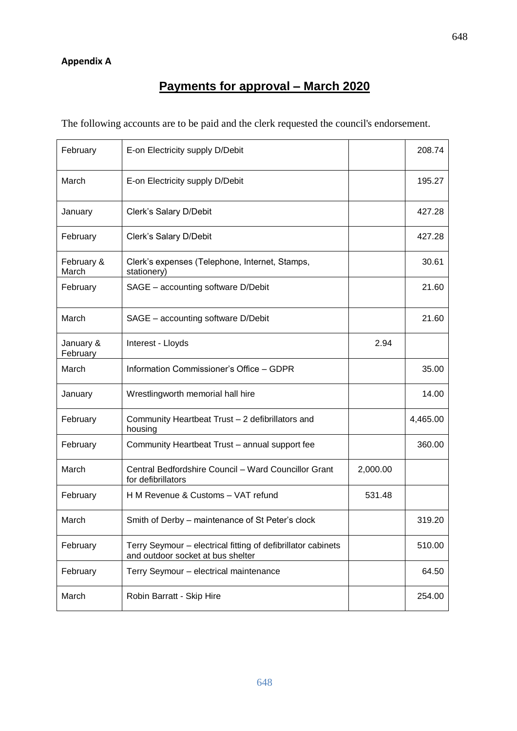**Appendix A**

# Payments for approval – March 2020

The following accounts are to be paid and the clerk requested the council's endorsement.

| | | | |
|---|---|---|---|
| February | E-on Electricity supply D/Debit | | 208.74 |
| March | E-on Electricity supply D/Debit | | 195.27 |
| January | Clerk's Salary D/Debit | | 427.28 |
| February | Clerk's Salary D/Debit | | 427.28 |
| February & March | Clerk's expenses (Telephone, Internet, Stamps, stationery) | | 30.61 |
| February | SAGE – accounting software D/Debit | | 21.60 |
| March | SAGE – accounting software D/Debit | | 21.60 |
| January & February | Interest - Lloyds | 2.94 | |
| March | Information Commissioner's Office – GDPR | | 35.00 |
| January | Wrestlingworth memorial hall hire | | 14.00 |
| February | Community Heartbeat Trust – 2 defibrillators and housing | | 4,465.00 |
| February | Community Heartbeat Trust – annual support fee | | 360.00 |
| March | Central Bedfordshire Council – Ward Councillor Grant for defibrillators | 2,000.00 | |
| February | H M Revenue & Customs – VAT refund | 531.48 | |
| March | Smith of Derby – maintenance of St Peter's clock | | 319.20 |
| February | Terry Seymour – electrical fitting of defibrillator cabinets and outdoor socket at bus shelter | | 510.00 |
| February | Terry Seymour – electrical maintenance | | 64.50 |
| March | Robin Barratt - Skip Hire | | 254.00 |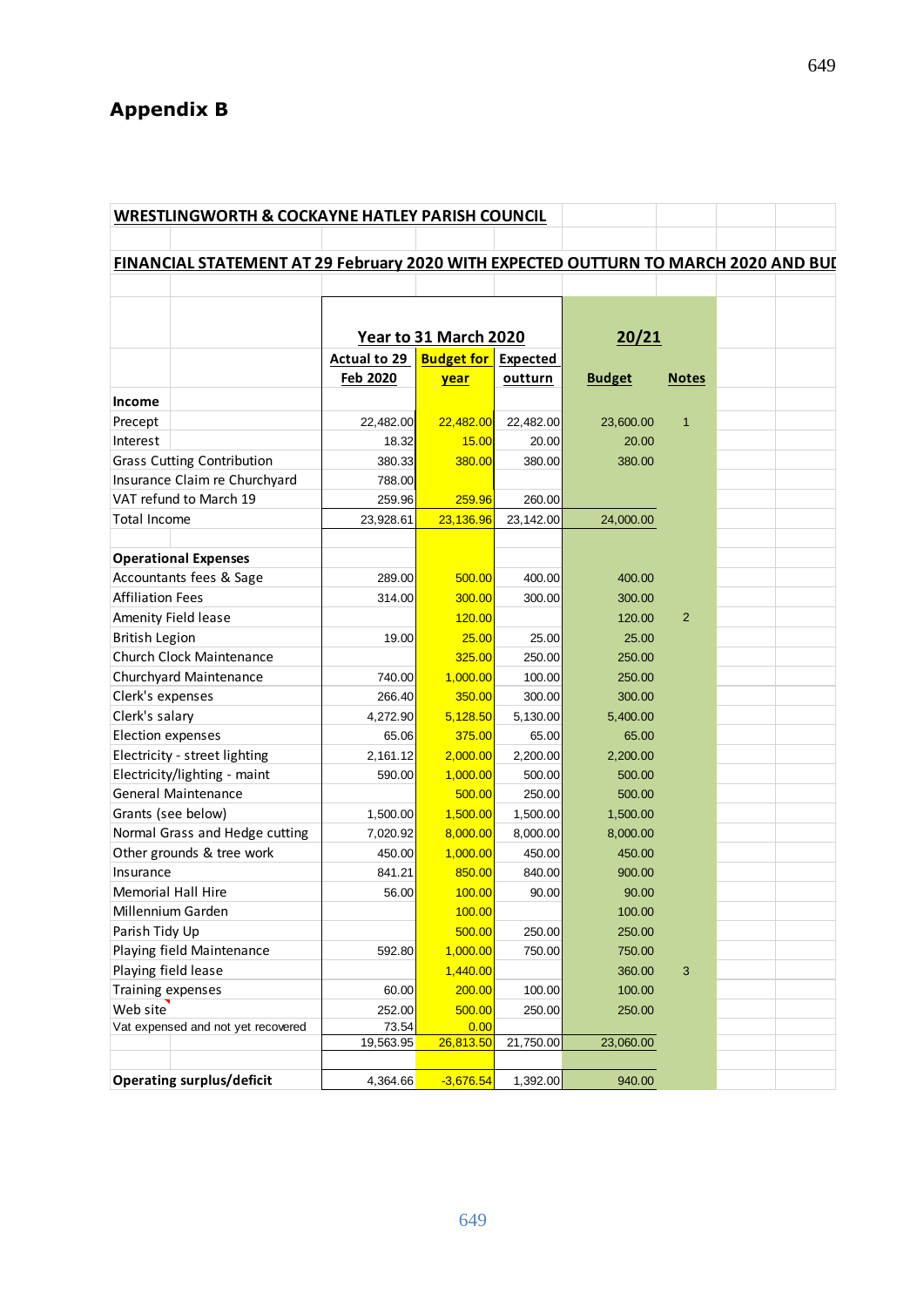# Appendix B

**WRESTLINGWORTH & COCKAYNE HATLEY PARISH COUNCIL**

**FINANCIAL STATEMENT AT 29 February 2020 WITH EXPECTED OUTTURN TO MARCH 2020 AND BUI**

| | Year to 31 March 2020 | | | 20/21 | |
|---|---|---|---|---|---|
| | Actual to 29 Feb 2020 | Budget for year | Expected outturn | Budget | Notes |
| **Income** | | | | | |
| Precept | 22,482.00 | 22,482.00 | 22,482.00 | 23,600.00 | 1 |
| Interest | 18.32 | 15.00 | 20.00 | 20.00 | |
| Grass Cutting Contribution | 380.33 | 380.00 | 380.00 | 380.00 | |
| Insurance Claim re Churchyard | 788.00 | | | | |
| VAT refund to March 19 | 259.96 | 259.96 | 260.00 | | |
| Total Income | 23,928.61 | 23,136.96 | 23,142.00 | 24,000.00 | |
| | | | | | |
| **Operational Expenses** | | | | | |
| Accountants fees & Sage | 289.00 | 500.00 | 400.00 | 400.00 | |
| Affiliation Fees | 314.00 | 300.00 | 300.00 | 300.00 | |
| Amenity Field lease | | 120.00 | | 120.00 | 2 |
| British Legion | 19.00 | 25.00 | 25.00 | 25.00 | |
| Church Clock Maintenance | | 325.00 | 250.00 | 250.00 | |
| Churchyard Maintenance | 740.00 | 1,000.00 | 100.00 | 250.00 | |
| Clerk's expenses | 266.40 | 350.00 | 300.00 | 300.00 | |
| Clerk's salary | 4,272.90 | 5,128.50 | 5,130.00 | 5,400.00 | |
| Election expenses | 65.06 | 375.00 | 65.00 | 65.00 | |
| Electricity - street lighting | 2,161.12 | 2,000.00 | 2,200.00 | 2,200.00 | |
| Electricity/lighting - maint | 590.00 | 1,000.00 | 500.00 | 500.00 | |
| General Maintenance | | 500.00 | 250.00 | 500.00 | |
| Grants (see below) | 1,500.00 | 1,500.00 | 1,500.00 | 1,500.00 | |
| Normal Grass and Hedge cutting | 7,020.92 | 8,000.00 | 8,000.00 | 8,000.00 | |
| Other grounds & tree work | 450.00 | 1,000.00 | 450.00 | 450.00 | |
| Insurance | 841.21 | 850.00 | 840.00 | 900.00 | |
| Memorial Hall Hire | 56.00 | 100.00 | 90.00 | 90.00 | |
| Millennium Garden | | 100.00 | | 100.00 | |
| Parish Tidy Up | | 500.00 | 250.00 | 250.00 | |
| Playing field Maintenance | 592.80 | 1,000.00 | 750.00 | 750.00 | |
| Playing field lease | | 1,440.00 | | 360.00 | 3 |
| Training expenses | 60.00 | 200.00 | 100.00 | 100.00 | |
| Web site | 252.00 | 500.00 | 250.00 | 250.00 | |
| Vat expensed and not yet recovered | 73.54 | 0.00 | | | |
| | 19,563.95 | 26,813.50 | 21,750.00 | 23,060.00 | |
| | | | | | |
| **Operating surplus/deficit** | 4,364.66 | -3,676.54 | 1,392.00 | 940.00 | |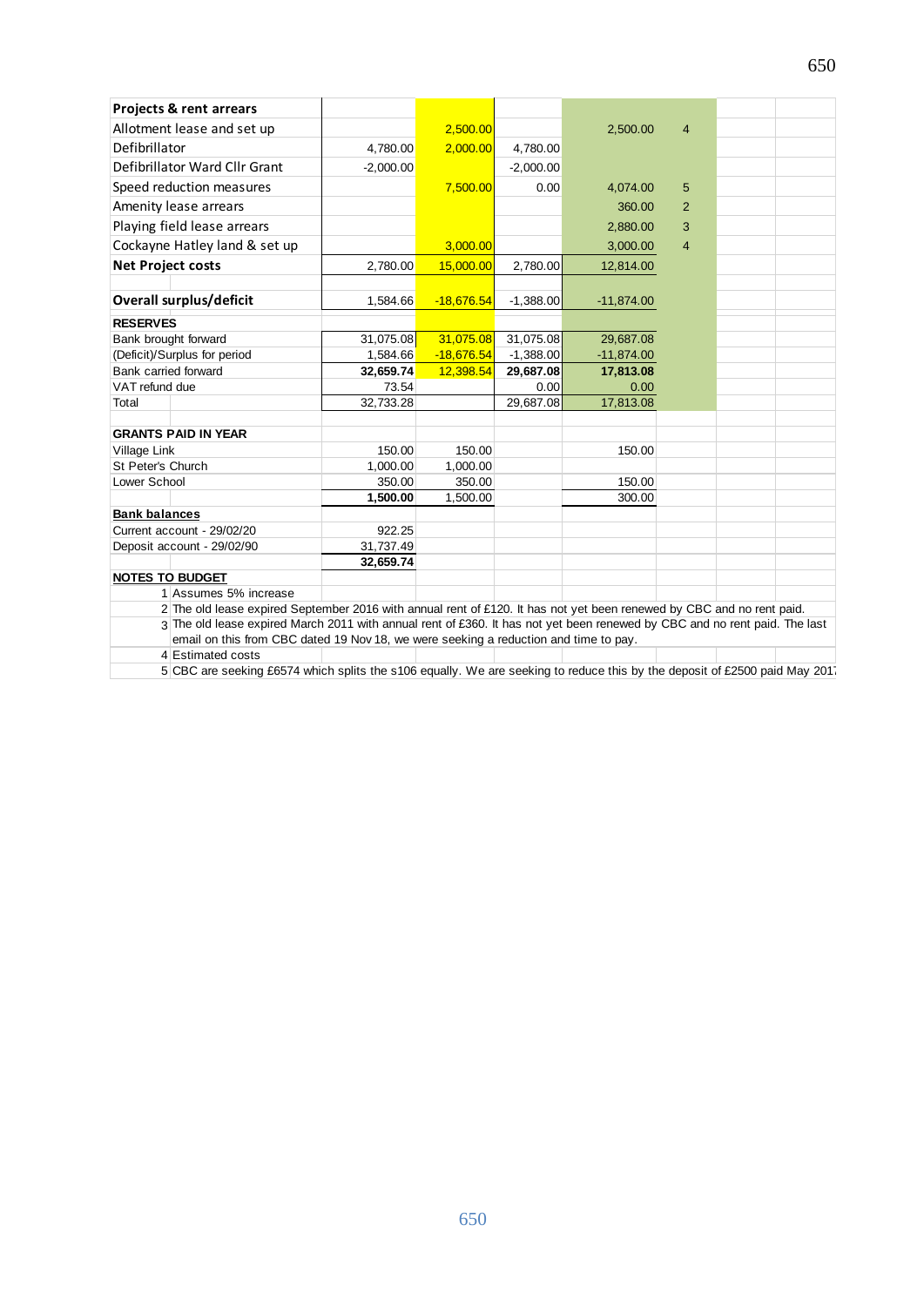| Projects & rent arrears | | | | | | | |
|---|---|---|---|---|---|---|---|
| Allotment lease and set up | | 2,500.00 | | 2,500.00 | 4 | | |
| Defibrillator | 4,780.00 | 2,000.00 | 4,780.00 | | | | |
| Defibrillator Ward Cllr Grant | -2,000.00 | | -2,000.00 | | | | |
| Speed reduction measures | | 7,500.00 | 0.00 | 4,074.00 | 5 | | |
| Amenity lease arrears | | | | 360.00 | 2 | | |
| Playing field lease arrears | | | | 2,880.00 | 3 | | |
| Cockayne Hatley land & set up | | 3,000.00 | | 3,000.00 | 4 | | |
| **Net Project costs** | 2,780.00 | 15,000.00 | 2,780.00 | 12,814.00 | | | |
| | | | | | | | |
| **Overall surplus/deficit** | 1,584.66 | -18,676.54 | -1,388.00 | -11,874.00 | | | |
| **RESERVES** | | | | | | | |
| Bank brought forward | 31,075.08 | 31,075.08 | 31,075.08 | 29,687.08 | | | |
| (Deficit)/Surplus for period | 1,584.66 | -18,676.54 | -1,388.00 | -11,874.00 | | | |
| Bank carried forward | **32,659.74** | 12,398.54 | **29,687.08** | **17,813.08** | | | |
| VAT refund due | 73.54 | | 0.00 | 0.00 | | | |
| Total | 32,733.28 | | 29,687.08 | 17,813.08 | | | |
| | | | | | | | |
| **GRANTS PAID IN YEAR** | | | | | | | |
| Village Link | 150.00 | 150.00 | | 150.00 | | | |
| St Peter's Church | 1,000.00 | 1,000.00 | | | | | |
| Lower School | 350.00 | 350.00 | | 150.00 | | | |
| | **1,500.00** | 1,500.00 | | 300.00 | | | |
| **Bank balances** | | | | | | | |
| Current account - 29/02/20 | 922.25 | | | | | | |
| Deposit account - 29/02/90 | 31,737.49 | | | | | | |
| | **32,659.74** | | | | | | |

**NOTES TO BUDGET**

1 Assumes 5% increase

2 The old lease expired September 2016 with annual rent of £120. It has not yet been renewed by CBC and no rent paid.

3 The old lease expired March 2011 with annual rent of £360. It has not yet been renewed by CBC and no rent paid. The last email on this from CBC dated 19 Nov 18, we were seeking a reduction and time to pay.

4 Estimated costs

5 CBC are seeking £6574 which splits the s106 equally. We are seeking to reduce this by the deposit of £2500 paid May 2017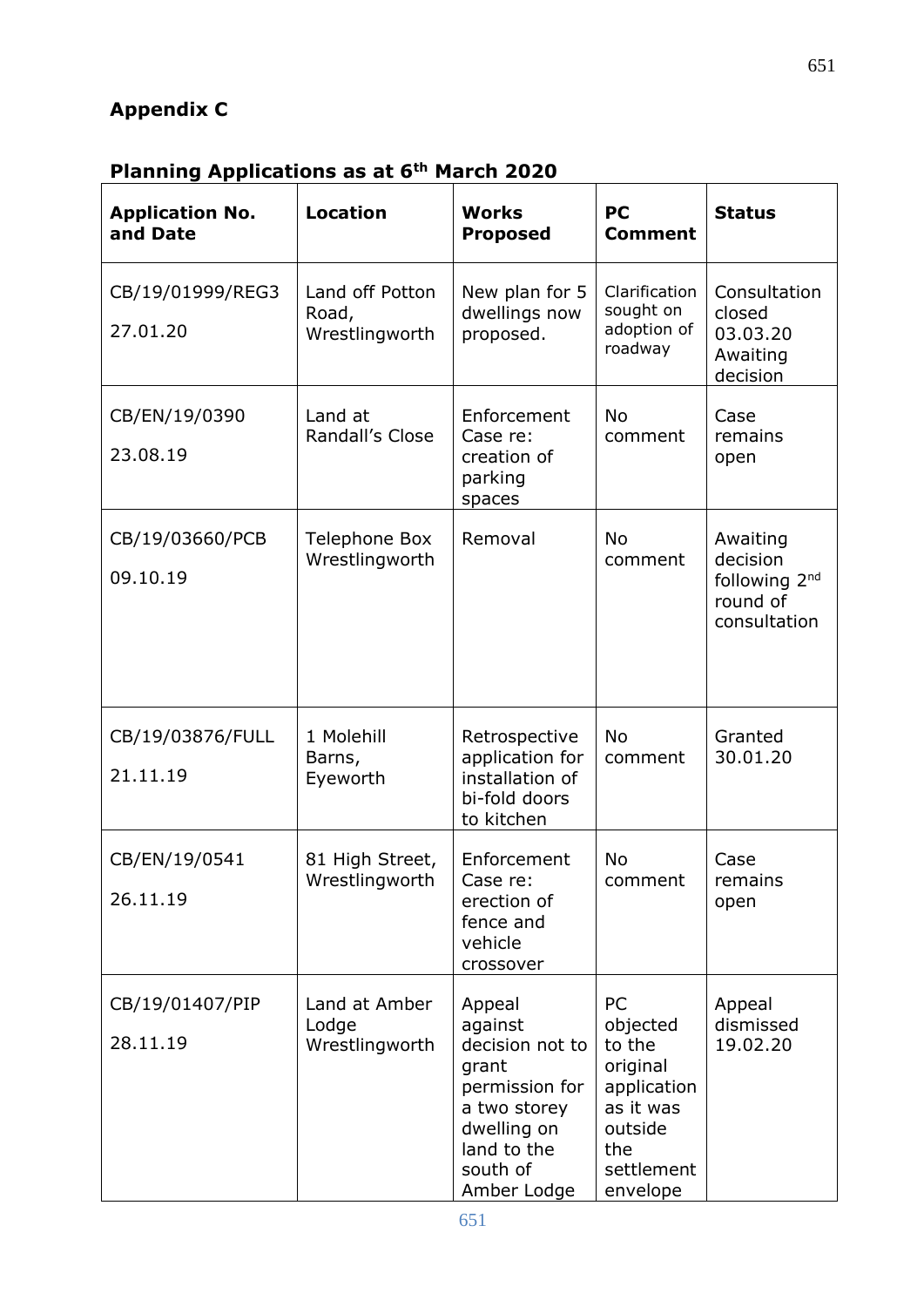## Appendix C

### Planning Applications as at 6th March 2020

| Application No. and Date | Location | Works Proposed | PC Comment | Status |
|---|---|---|---|---|
| CB/19/01999/REG3<br>27.01.20 | Land off Potton Road, Wrestlingworth | New plan for 5 dwellings now proposed. | Clarification sought on adoption of roadway | Consultation closed 03.03.20 Awaiting decision |
| CB/EN/19/0390<br>23.08.19 | Land at Randall's Close | Enforcement Case re: creation of parking spaces | No comment | Case remains open |
| CB/19/03660/PCB<br>09.10.19 | Telephone Box Wrestlingworth | Removal | No comment | Awaiting decision following 2nd round of consultation |
| CB/19/03876/FULL<br>21.11.19 | 1 Molehill Barns, Eyeworth | Retrospective application for installation of bi-fold doors to kitchen | No comment | Granted 30.01.20 |
| CB/EN/19/0541<br>26.11.19 | 81 High Street, Wrestlingworth | Enforcement Case re: erection of fence and vehicle crossover | No comment | Case remains open |
| CB/19/01407/PIP<br>28.11.19 | Land at Amber Lodge Wrestlingworth | Appeal against decision not to grant permission for a two storey dwelling on land to the south of Amber Lodge | PC objected to the original application as it was outside the settlement envelope | Appeal dismissed 19.02.20 |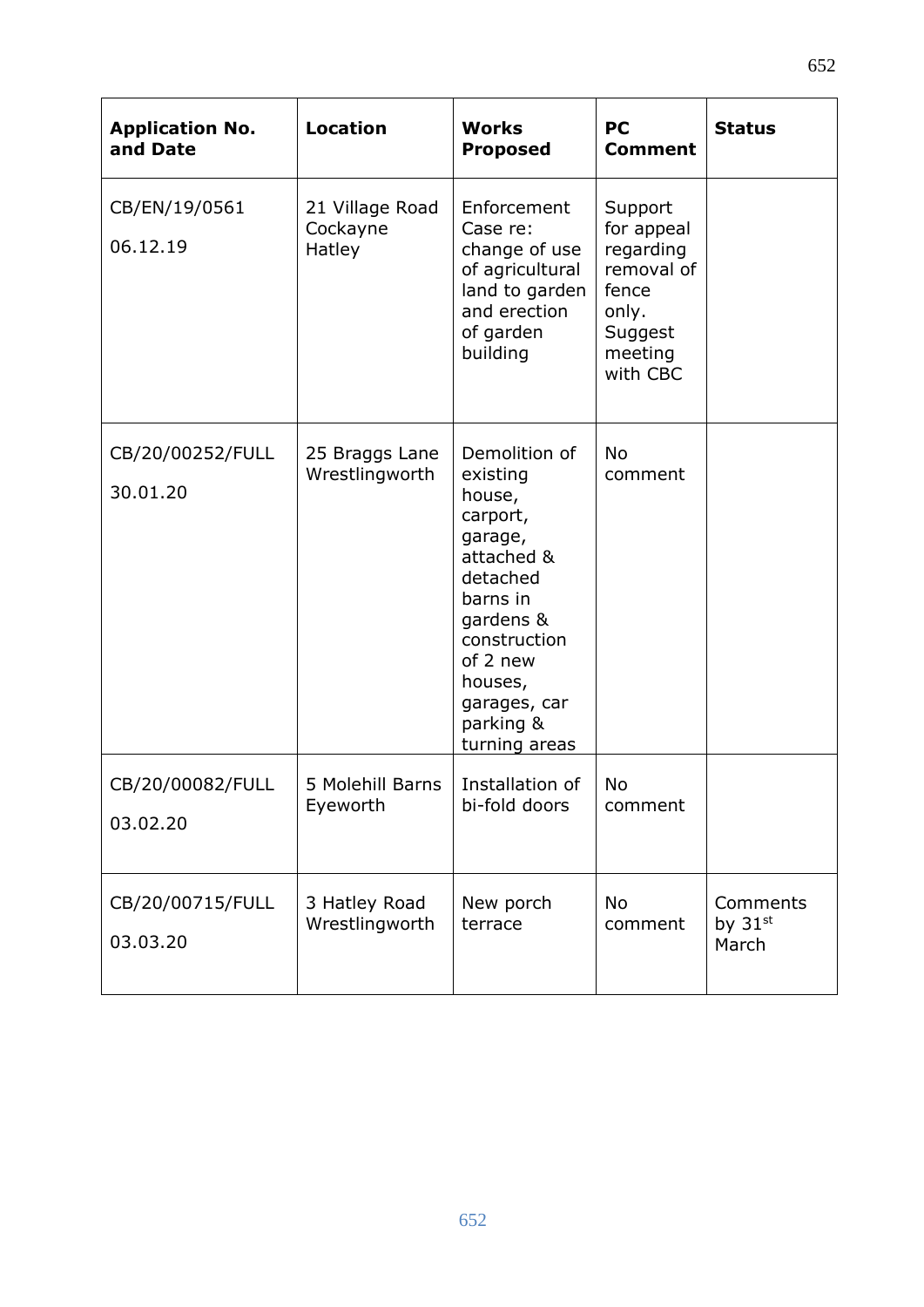| Application No. and Date | Location | Works Proposed | PC Comment | Status |
|---|---|---|---|---|
| CB/EN/19/0561<br>06.12.19 | 21 Village Road Cockayne Hatley | Enforcement Case re: change of use of agricultural land to garden and erection of garden building | Support for appeal regarding removal of fence only. Suggest meeting with CBC | |
| CB/20/00252/FULL<br>30.01.20 | 25 Braggs Lane Wrestlingworth | Demolition of existing house, carport, garage, attached & detached barns in gardens & construction of 2 new houses, garages, car parking & turning areas | No comment | |
| CB/20/00082/FULL<br>03.02.20 | 5 Molehill Barns Eyeworth | Installation of bi-fold doors | No comment | |
| CB/20/00715/FULL<br>03.03.20 | 3 Hatley Road Wrestlingworth | New porch terrace | No comment | Comments by 31st March |